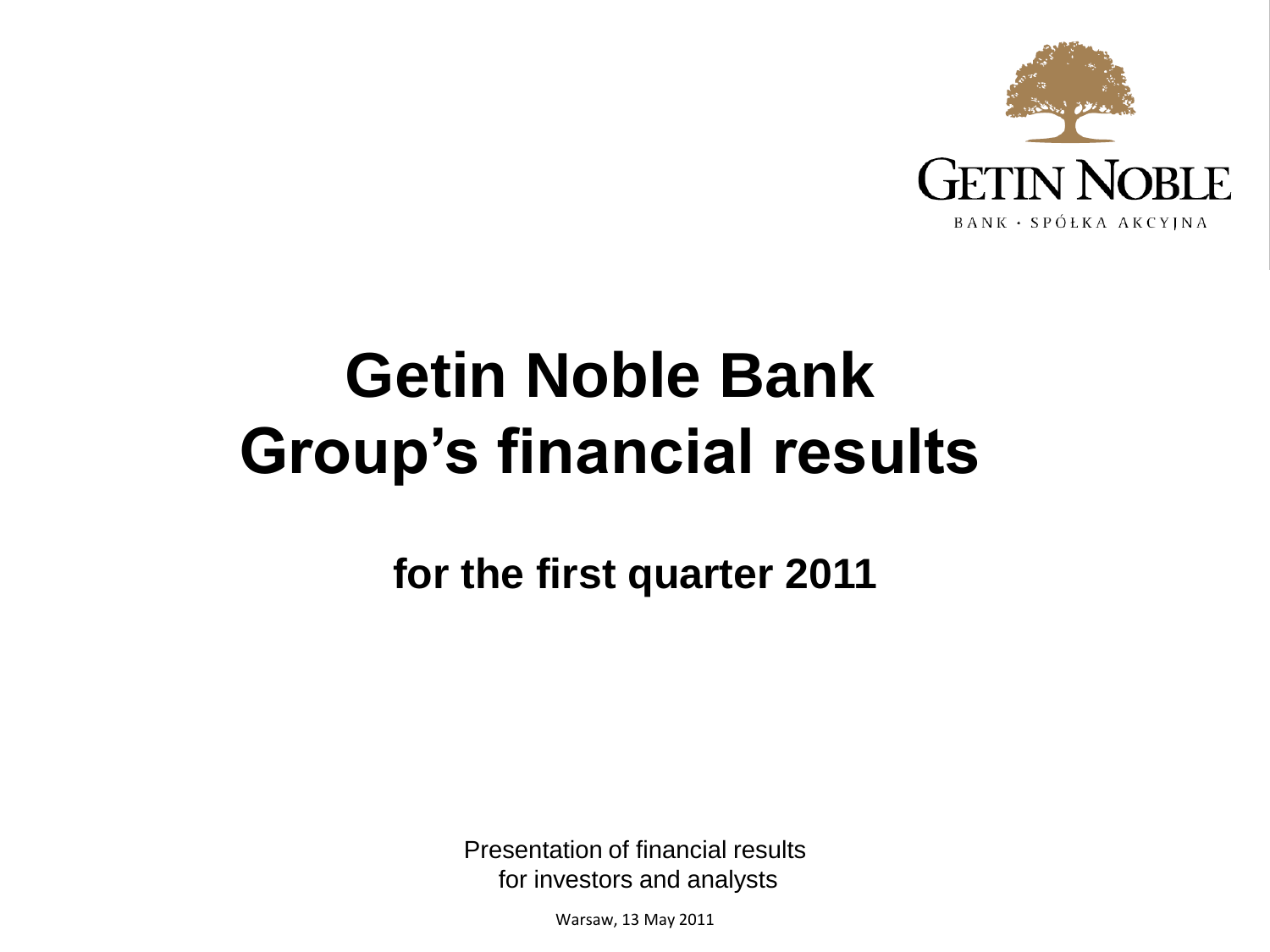GETIN NOBLE

BANK · SPÓŁKA AKCYJNA

# Getin Noble Bank Group's financial results

## for the first quarter 2011

Presentation of financial results for investors and analysts

Warsaw, 13 May 2011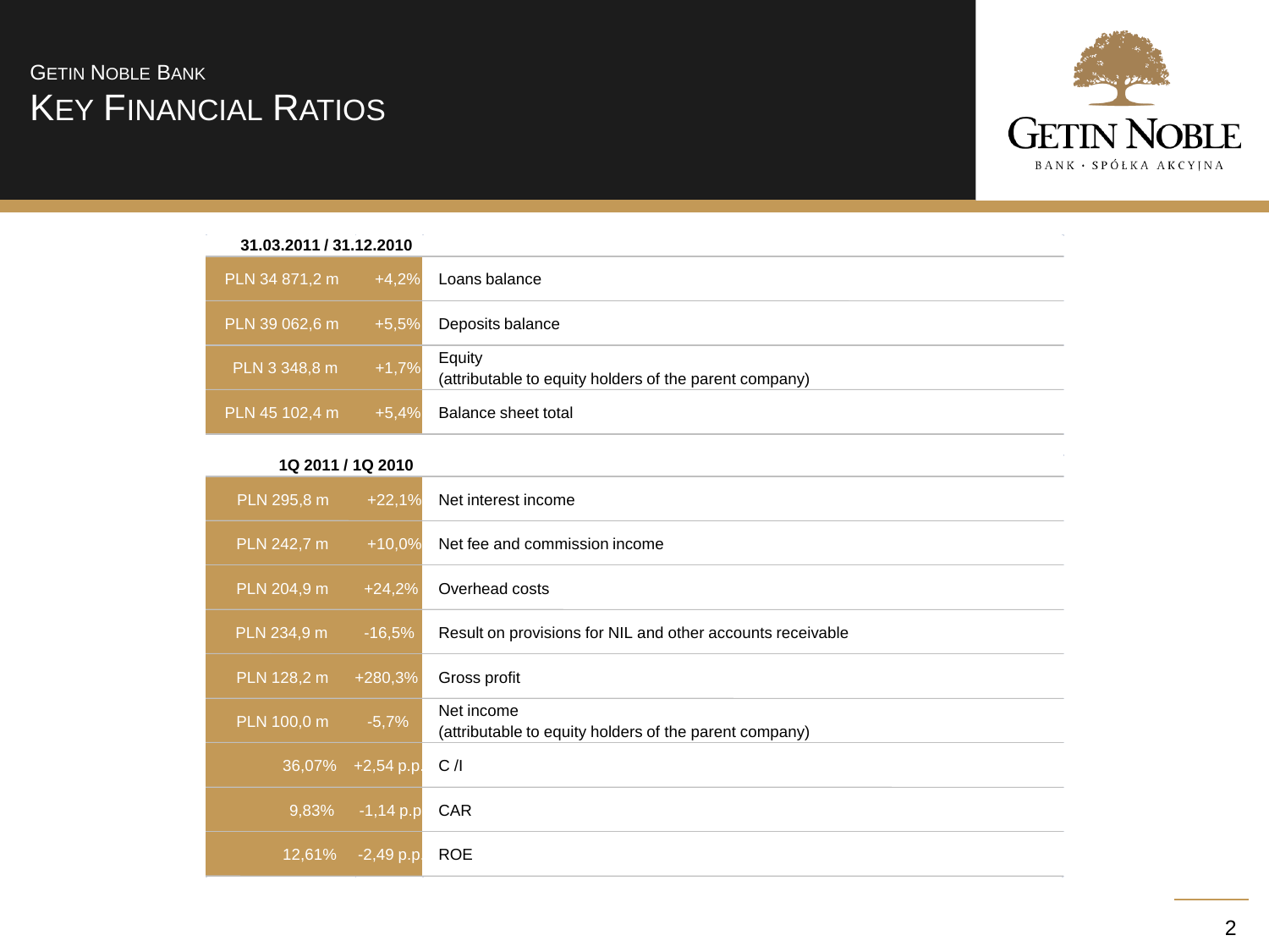# Getin Noble Bank
## Key Financial Ratios

| 31.03.2011 / 31.12.2010 | | |
|---|---|---|
| PLN 34 871,2 m | +4,2% | Loans balance |
| PLN 39 062,6 m | +5,5% | Deposits balance |
| PLN 3 348,8 m | +1,7% | Equity (attributable to equity holders of the parent company) |
| PLN 45 102,4 m | +5,4% | Balance sheet total |

| 1Q 2011 / 1Q 2010 | | |
|---|---|---|
| PLN 295,8 m | +22,1% | Net interest income |
| PLN 242,7 m | +10,0% | Net fee and commission income |
| PLN 204,9 m | +24,2% | Overhead costs |
| PLN 234,9 m | -16,5% | Result on provisions for NIL and other accounts receivable |
| PLN 128,2 m | +280,3% | Gross profit |
| PLN 100,0 m | -5,7% | Net income (attributable to equity holders of the parent company) |
| 36,07% | +2,54 p.p. | C /I |
| 9,83% | -1,14 p.p | CAR |
| 12,61% | -2,49 p.p | ROE |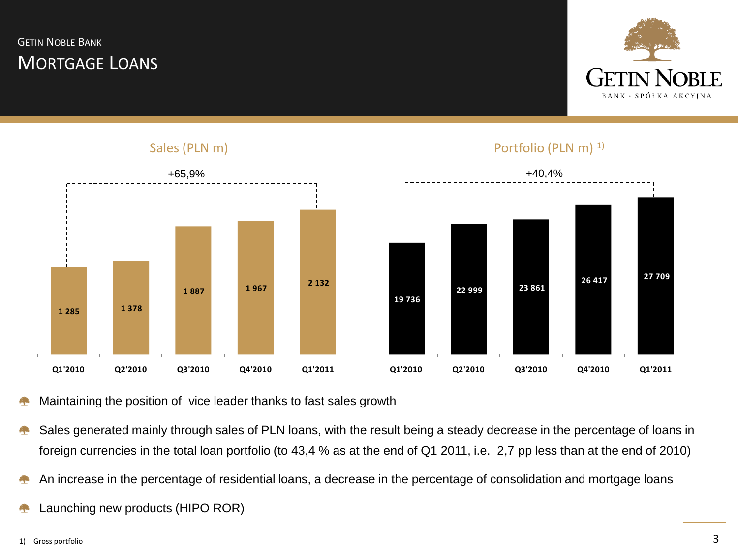GETIN NOBLE BANK

# MORTGAGE LOANS

### Sales (PLN m)

+65,9%

| Q1'2010 | Q2'2010 | Q3'2010 | Q4'2010 | Q1'2011 |
|---|---|---|---|---|
| 1 285 | 1 378 | 1 887 | 1 967 | 2 132 |

### Portfolio (PLN m) 1)

+40,4%

| Q1'2010 | Q2'2010 | Q3'2010 | Q4'2010 | Q1'2011 |
|---|---|---|---|---|
| 19 736 | 22 999 | 23 861 | 26 417 | 27 709 |

- Maintaining the position of vice leader thanks to fast sales growth
- Sales generated mainly through sales of PLN loans, with the result being a steady decrease in the percentage of loans in foreign currencies in the total loan portfolio (to 43,4 % as at the end of Q1 2011, i.e. 2,7 pp less than at the end of 2010)
- An increase in the percentage of residential loans, a decrease in the percentage of consolidation and mortgage loans
- Launching new products (HIPO ROR)

1) Gross portfolio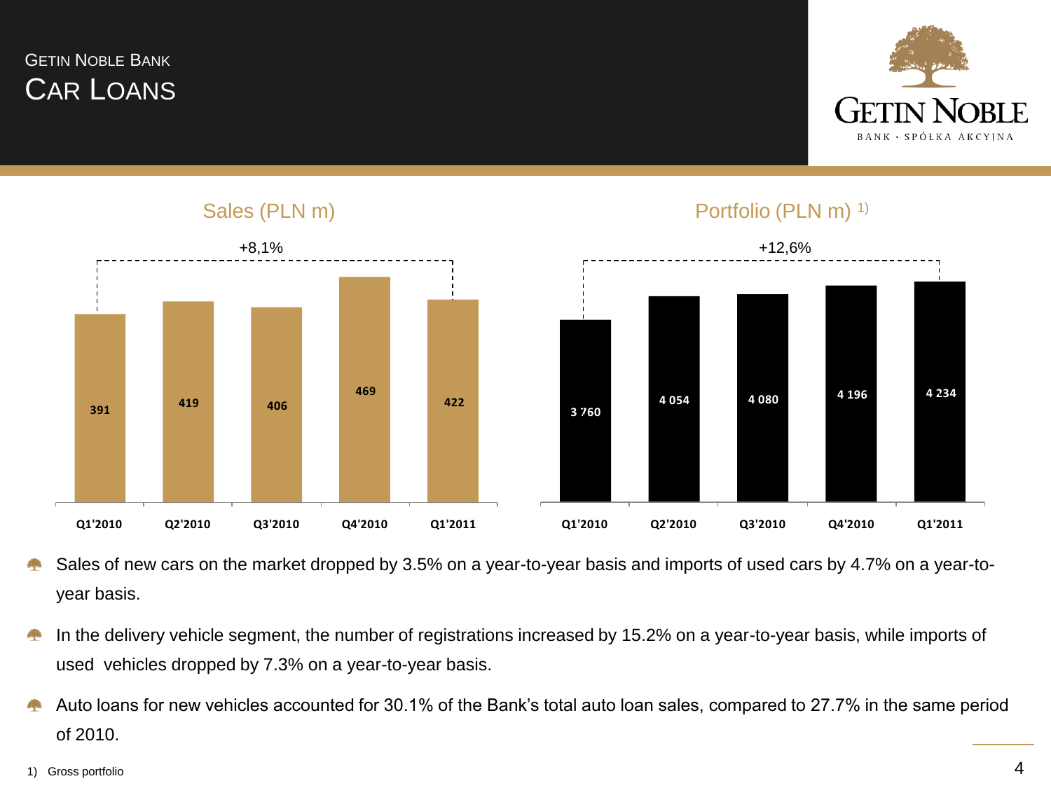# Getin Noble Bank

## Car Loans

### Sales (PLN m)

+8,1%

| Q1'2010 | Q2'2010 | Q3'2010 | Q4'2010 | Q1'2011 |
|---|---|---|---|---|
| 391 | 419 | 406 | 469 | 422 |

### Portfolio (PLN m) [1)]

+12,6%

| Q1'2010 | Q2'2010 | Q3'2010 | Q4'2010 | Q1'2011 |
|---|---|---|---|---|
| 3 760 | 4 054 | 4 080 | 4 196 | 4 234 |

- Sales of new cars on the market dropped by 3.5% on a year-to-year basis and imports of used cars by 4.7% on a year-to-year basis.
- In the delivery vehicle segment, the number of registrations increased by 15.2% on a year-to-year basis, while imports of used vehicles dropped by 7.3% on a year-to-year basis.
- Auto loans for new vehicles accounted for 30.1% of the Bank's total auto loan sales, compared to 27.7% in the same period of 2010.

1) Gross portfolio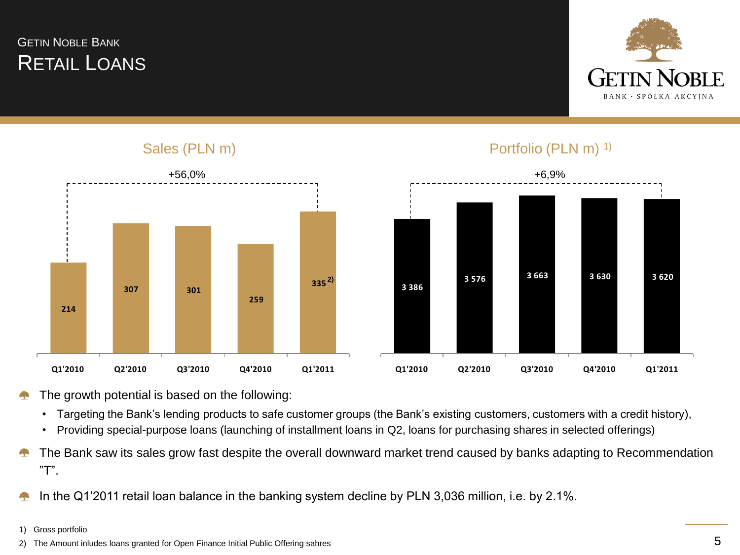# Getin Noble Bank

## Retail Loans

### Sales (PLN m)

+56,0%

| Q1'2010 | Q2'2010 | Q3'2010 | Q4'2010 | Q1'2011 |
| --- | --- | --- | --- | --- |
| 214 | 307 | 301 | 259 | 335 [2)] |

### Portfolio (PLN m) [1)]

+6,9%

| Q1'2010 | Q2'2010 | Q3'2010 | Q4'2010 | Q1'2011 |
| --- | --- | --- | --- | --- |
| 3 386 | 3 576 | 3 663 | 3 630 | 3 620 |

- The growth potential is based on the following:
  - Targeting the Bank's lending products to safe customer groups (the Bank's existing customers, customers with a credit history),
  - Providing special-purpose loans (launching of installment loans in Q2, loans for purchasing shares in selected offerings)
- The Bank saw its sales grow fast despite the overall downward market trend caused by banks adapting to Recommendation "T".
- In the Q1'2011 retail loan balance in the banking system decline by PLN 3,036 million, i.e. by 2.1%.

1) Gross portfolio
2) The Amount inludes loans granted for Open Finance Initial Public Offering sahres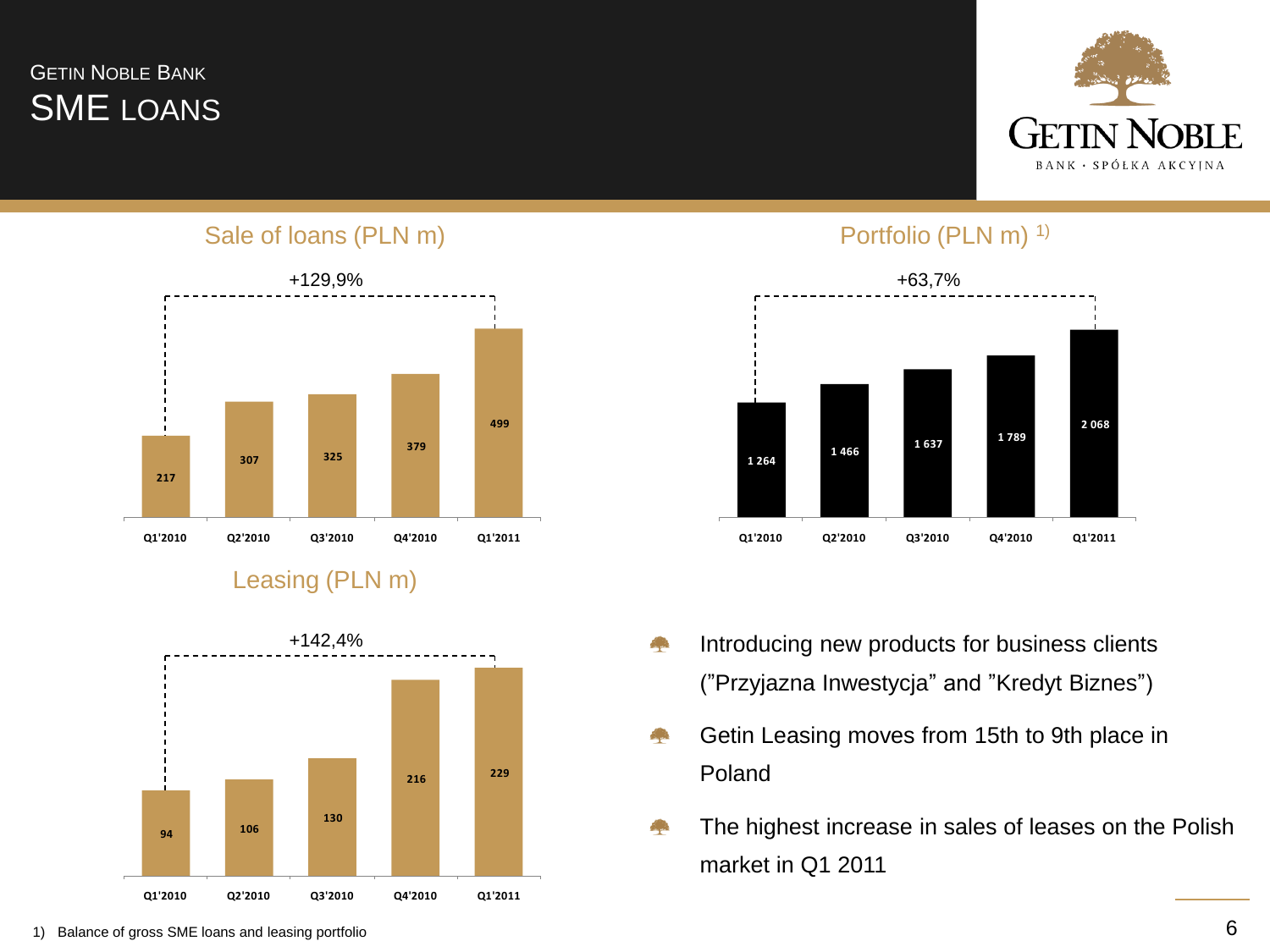# GETIN NOBLE BANK
## SME LOANS

### Sale of loans (PLN m)

+129,9%

| Q1'2010 | Q2'2010 | Q3'2010 | Q4'2010 | Q1'2011 |
|---|---|---|---|---|
| 217 | 307 | 325 | 379 | 499 |

### Portfolio (PLN m) 1)

+63,7%

| Q1'2010 | Q2'2010 | Q3'2010 | Q4'2010 | Q1'2011 |
|---|---|---|---|---|
| 1 264 | 1 466 | 1 637 | 1 789 | 2 068 |

### Leasing (PLN m)

+142,4%

| Q1'2010 | Q2'2010 | Q3'2010 | Q4'2010 | Q1'2011 |
|---|---|---|---|---|
| 94 | 106 | 130 | 216 | 229 |

- Introducing new products for business clients (”Przyjazna Inwestycja” and ”Kredyt Biznes”)
- Getin Leasing moves from 15th to 9th place in Poland
- The highest increase in sales of leases on the Polish market in Q1 2011

1) Balance of gross SME loans and leasing portfolio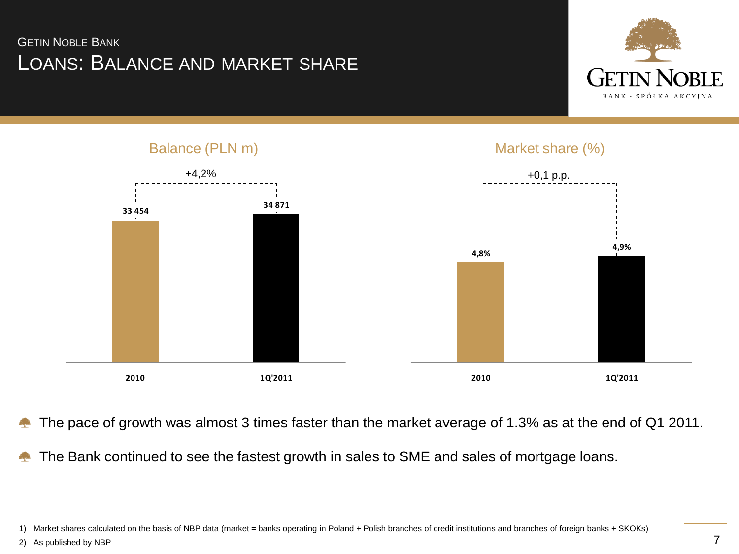GETIN NOBLE BANK

# LOANS: BALANCE AND MARKET SHARE

GETIN NOBLE
BANK · SPÓŁKA AKCYJNA

## Balance (PLN m)

+4,2%

| | 2010 | 1Q'2011 |
|---|---|---|
| Balance (PLN m) | 33 454 | 34 871 |

## Market share (%)

+0,1 p.p.

| | 2010 | 1Q'2011 |
|---|---|---|
| Market share (%) | 4,8% | 4,9% |

- The pace of growth was almost 3 times faster than the market average of 1.3% as at the end of Q1 2011.
- The Bank continued to see the fastest growth in sales to SME and sales of mortgage loans.

1) Market shares calculated on the basis of NBP data (market = banks operating in Poland + Polish branches of credit institutions and branches of foreign banks + SKOKs)
2) As published by NBP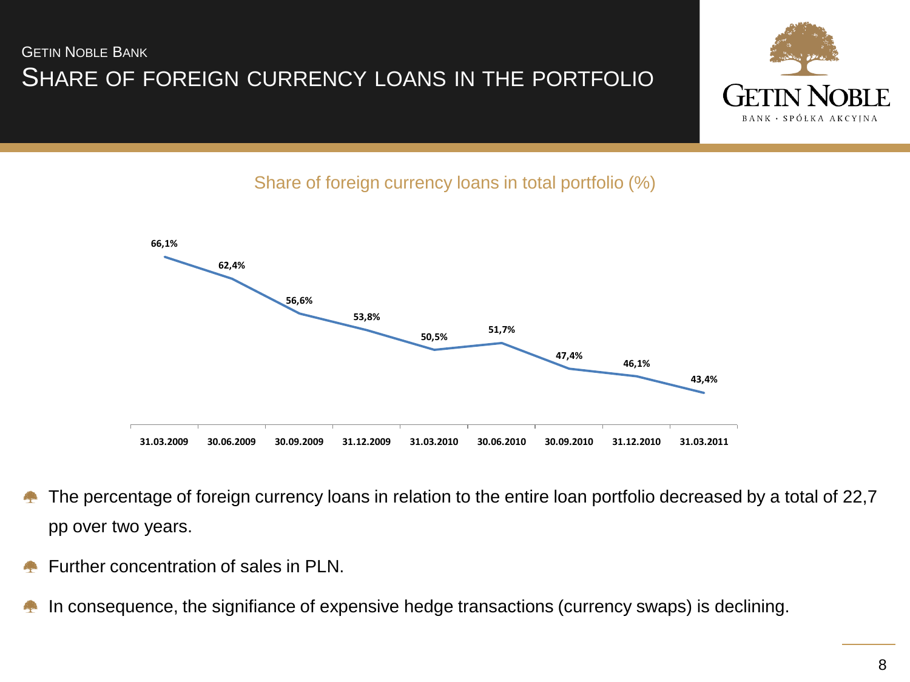# Getin Noble Bank

## Share of foreign currency loans in the portfolio

Share of foreign currency loans in total portfolio (%)

| Date | Share |
|---|---|
| 31.03.2009 | 66,1% |
| 30.06.2009 | 62,4% |
| 30.09.2009 | 56,6% |
| 31.12.2009 | 53,8% |
| 31.03.2010 | 50,5% |
| 30.06.2010 | 51,7% |
| 30.09.2010 | 47,4% |
| 31.12.2010 | 46,1% |
| 31.03.2011 | 43,4% |

- The percentage of foreign currency loans in relation to the entire loan portfolio decreased by a total of 22,7 pp over two years.
- Further concentration of sales in PLN.
- In consequence, the signifiance of expensive hedge transactions (currency swaps) is declining.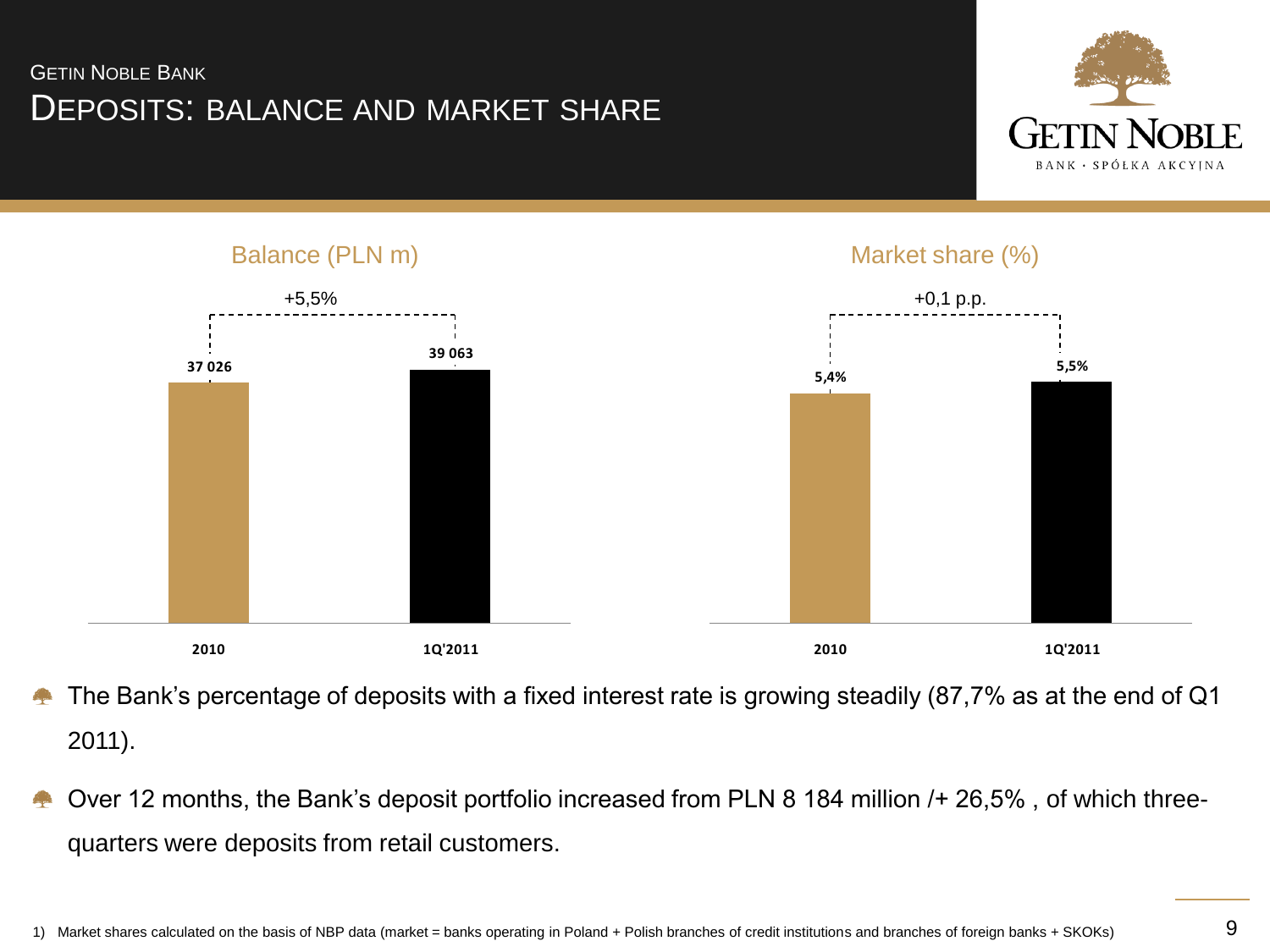# GETIN NOBLE BANK

## DEPOSITS: BALANCE AND MARKET SHARE

### Balance (PLN m)

+5,5%

| 2010 | 1Q'2011 |
|---|---|
| 37 026 | 39 063 |

### Market share (%)

+0,1 p.p.

| 2010 | 1Q'2011 |
|---|---|
| 5,4% | 5,5% |

- The Bank's percentage of deposits with a fixed interest rate is growing steadily (87,7% as at the end of Q1 2011).
- Over 12 months, the Bank's deposit portfolio increased from PLN 8 184 million /+ 26,5% , of which three-quarters were deposits from retail customers.

1) Market shares calculated on the basis of NBP data (market = banks operating in Poland + Polish branches of credit institutions and branches of foreign banks + SKOKs)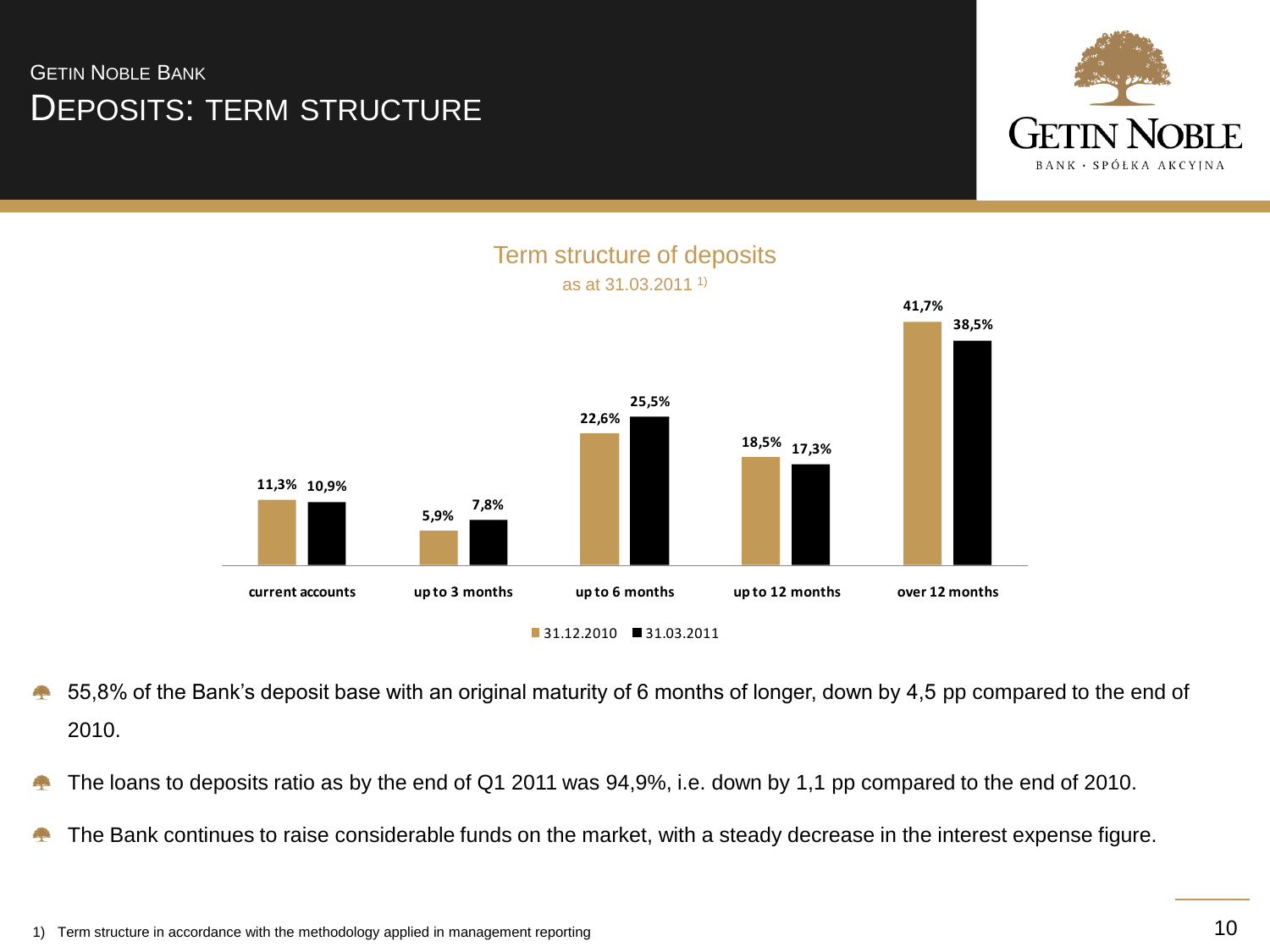# Getin Noble Bank

## Deposits: Term Structure

### Term structure of deposits

as at 31.03.2011 [1)]

| | 31.12.2010 | 31.03.2011 |
|---|---|---|
| current accounts | 11,3% | 10,9% |
| up to 3 months | 5,9% | 7,8% |
| up to 6 months | 22,6% | 25,5% |
| up to 12 months | 18,5% | 17,3% |
| over 12 months | 41,7% | 38,5% |

- 55,8% of the Bank's deposit base with an original maturity of 6 months of longer, down by 4,5 pp compared to the end of 2010.
- The loans to deposits ratio as by the end of Q1 2011 was 94,9%, i.e. down by 1,1 pp compared to the end of 2010.
- The Bank continues to raise considerable funds on the market, with a steady decrease in the interest expense figure.

1) Term structure in accordance with the methodology applied in management reporting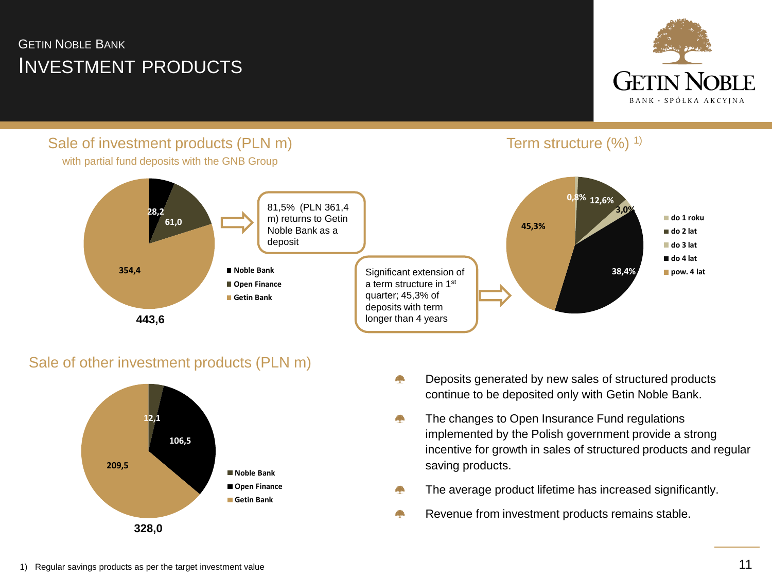# GETIN NOBLE BANK

## INVESTMENT PRODUCTS

### Sale of investment products (PLN m)

with partial fund deposits with the GNB Group

| Segment | Value |
| --- | --- |
| Noble Bank | 28,2 |
| Open Finance | 61,0 |
| Getin Bank | 354,4 |
| Total | 443,6 |

81,5% (PLN 361,4 m) returns to Getin Noble Bank as a deposit

Significant extension of a term structure in 1st quarter; 45,3% of deposits with term longer than 4 years

### Term structure (%) 1)

| Term | % |
| --- | --- |
| do 1 roku | 0,8% |
| do 2 lat | 12,6% |
| do 3 lat | 3,0% |
| do 4 lat | 38,4% |
| pow. 4 lat | 45,3% |

### Sale of other investment products (PLN m)

| Segment | Value |
| --- | --- |
| Noble Bank | 12,1 |
| Open Finance | 106,5 |
| Getin Bank | 209,5 |
| Total | 328,0 |

- Deposits generated by new sales of structured products continue to be deposited only with Getin Noble Bank.
- The changes to Open Insurance Fund regulations implemented by the Polish government provide a strong incentive for growth in sales of structured products and regular saving products.
- The average product lifetime has increased significantly.
- Revenue from investment products remains stable.

1) Regular savings products as per the target investment value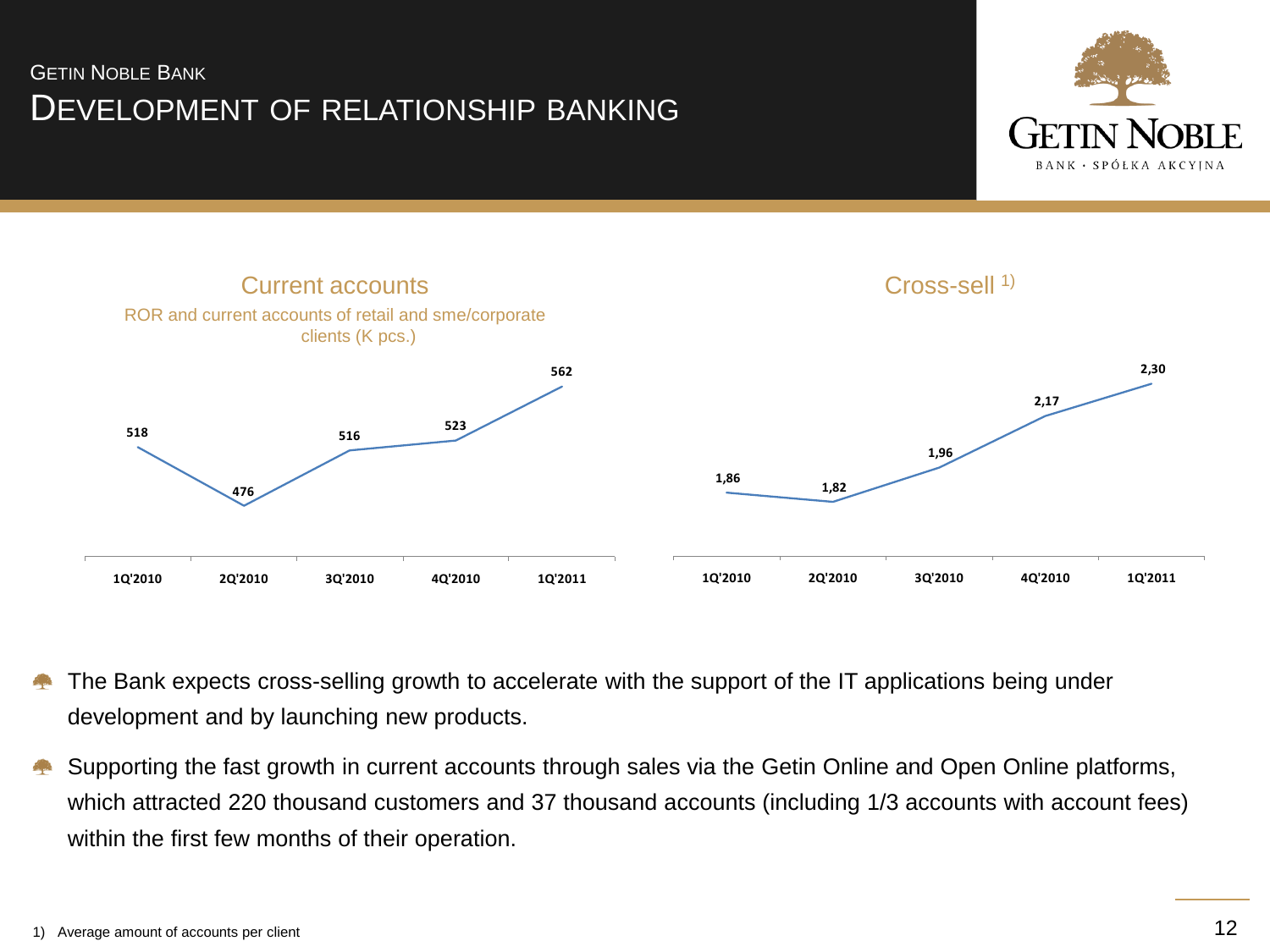GETIN NOBLE BANK

# DEVELOPMENT OF RELATIONSHIP BANKING

## Current accounts

ROR and current accounts of retail and sme/corporate clients (K pcs.)

| 1Q'2010 | 2Q'2010 | 3Q'2010 | 4Q'2010 | 1Q'2011 |
|---|---|---|---|---|
| 518 | 476 | 516 | 523 | 562 |

## Cross-sell 1)

| 1Q'2010 | 2Q'2010 | 3Q'2010 | 4Q'2010 | 1Q'2011 |
|---|---|---|---|---|
| 1,86 | 1,82 | 1,96 | 2,17 | 2,30 |

- The Bank expects cross-selling growth to accelerate with the support of the IT applications being under development and by launching new products.
- Supporting the fast growth in current accounts through sales via the Getin Online and Open Online platforms, which attracted 220 thousand customers and 37 thousand accounts (including 1/3 accounts with account fees) within the first few months of their operation.

1) Average amount of accounts per client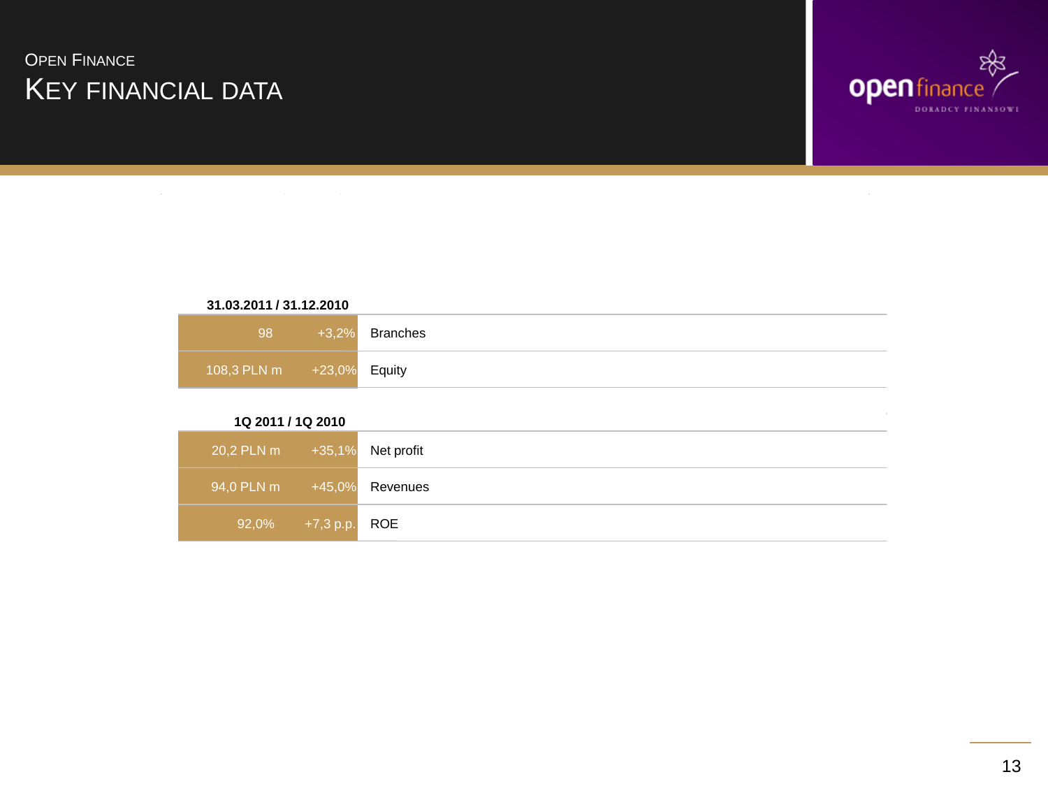# Open Finance

## Key Financial Data

| 31.03.2011 / 31.12.2010 | | |
|---|---|---|
| 98 | +3,2% | Branches |
| 108,3 PLN m | +23,0% | Equity |

| 1Q 2011 / 1Q 2010 | | |
|---|---|---|
| 20,2 PLN m | +35,1% | Net profit |
| 94,0 PLN m | +45,0% | Revenues |
| 92,0% | +7,3 p.p. | ROE |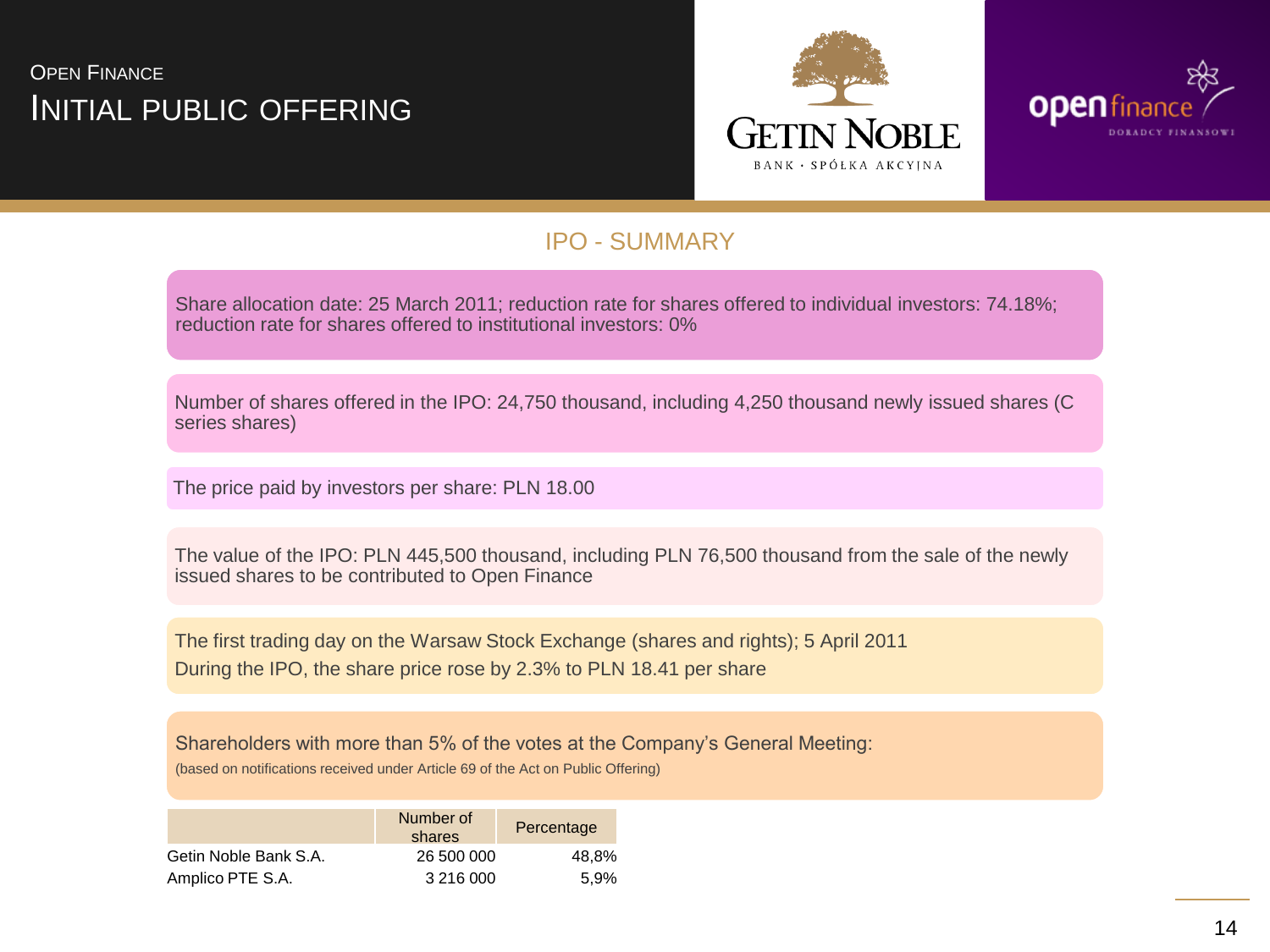# Open Finance
## Initial Public Offering

### IPO - SUMMARY

Share allocation date: 25 March 2011; reduction rate for shares offered to individual investors: 74.18%; reduction rate for shares offered to institutional investors: 0%

Number of shares offered in the IPO: 24,750 thousand, including 4,250 thousand newly issued shares (C series shares)

The price paid by investors per share: PLN 18.00

The value of the IPO: PLN 445,500 thousand, including PLN 76,500 thousand from the sale of the newly issued shares to be contributed to Open Finance

The first trading day on the Warsaw Stock Exchange (shares and rights); 5 April 2011

During the IPO, the share price rose by 2.3% to PLN 18.41 per share

Shareholders with more than 5% of the votes at the Company's General Meeting:

(based on notifications received under Article 69 of the Act on Public Offering)

| | Number of shares | Percentage |
|---|---|---|
| Getin Noble Bank S.A. | 26 500 000 | 48,8% |
| Amplico PTE S.A. | 3 216 000 | 5,9% |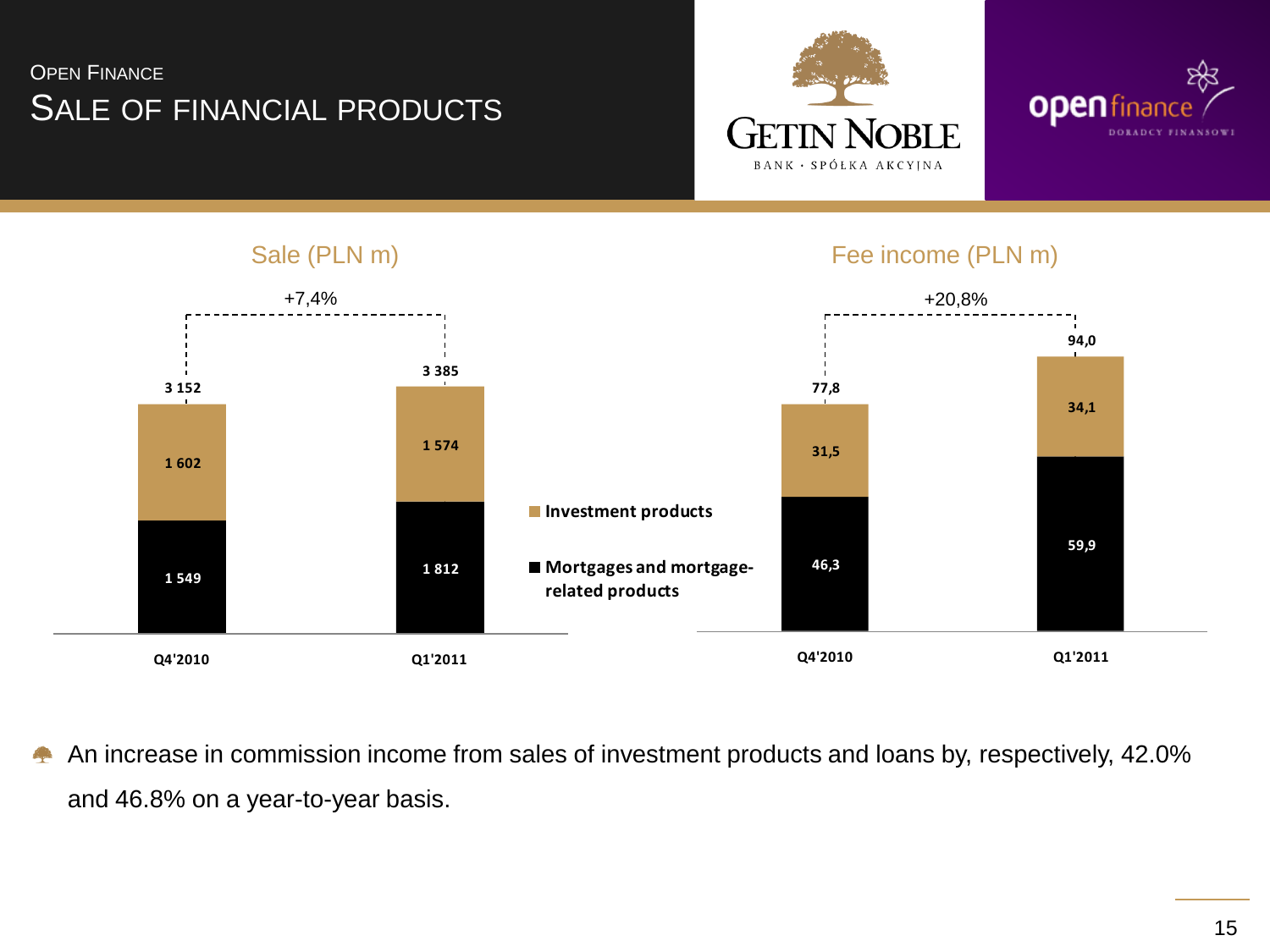# Open Finance
## Sale of Financial Products

### Sale (PLN m)

+7,4%

| | Q4'2010 | Q1'2011 |
|---|---|---|
| Investment products | 1 602 | 1 574 |
| Mortgages and mortgage-related products | 1 549 | 1 812 |
| Total | 3 152 | 3 385 |

### Fee income (PLN m)

+20,8%

| | Q4'2010 | Q1'2011 |
|---|---|---|
| Investment products | 31,5 | 34,1 |
| Mortgages and mortgage-related products | 46,3 | 59,9 |
| Total | 77,8 | 94,0 |

- An increase in commission income from sales of investment products and loans by, respectively, 42.0% and 46.8% on a year-to-year basis.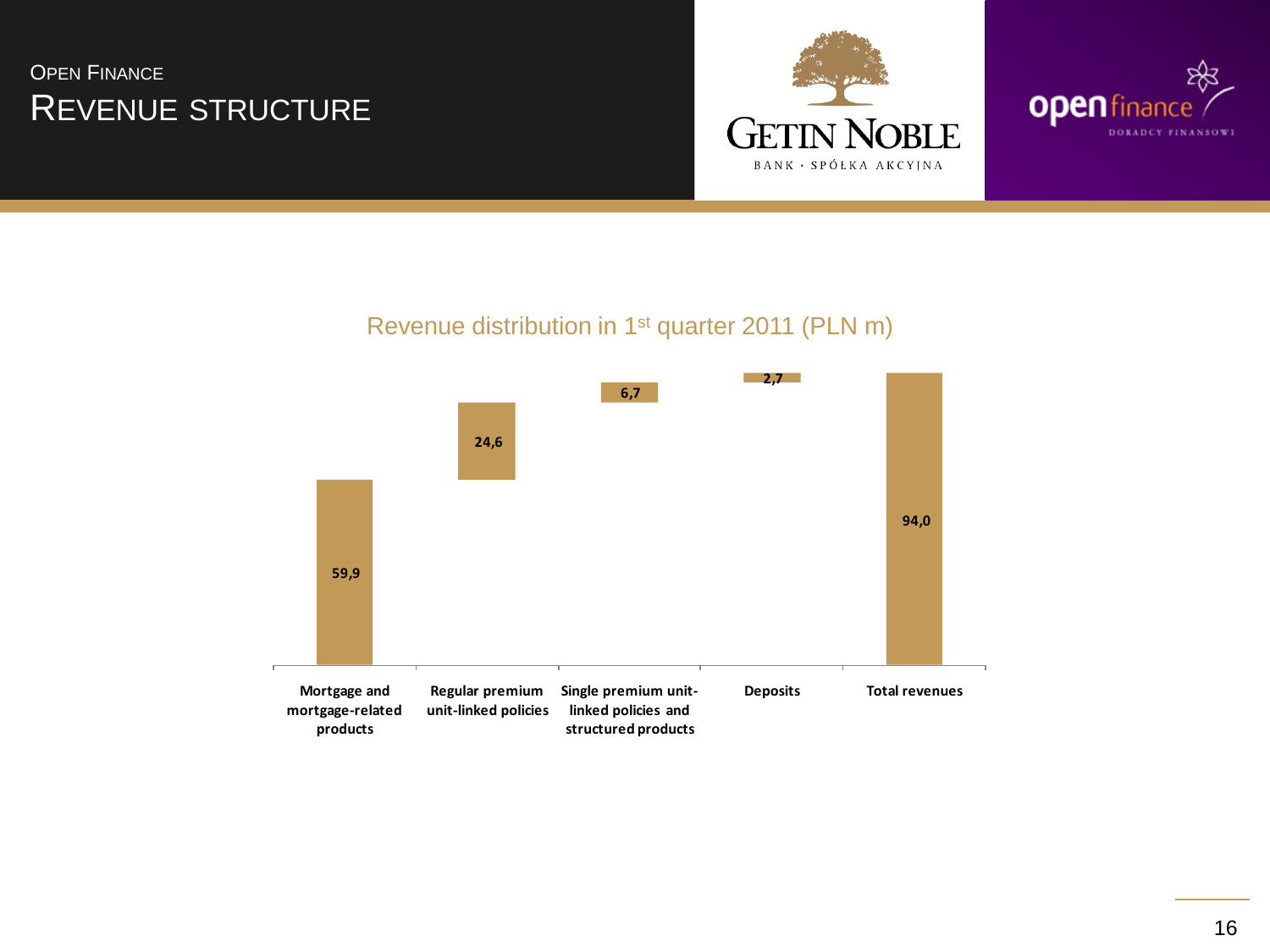# Open Finance
## Revenue structure

Revenue distribution in 1st quarter 2011 (PLN m)

| Mortgage and mortgage-related products | Regular premium unit-linked policies | Single premium unit-linked policies and structured products | Deposits | Total revenues |
|---|---|---|---|---|
| 59,9 | 24,6 | 6,7 | 2,7 | 94,0 |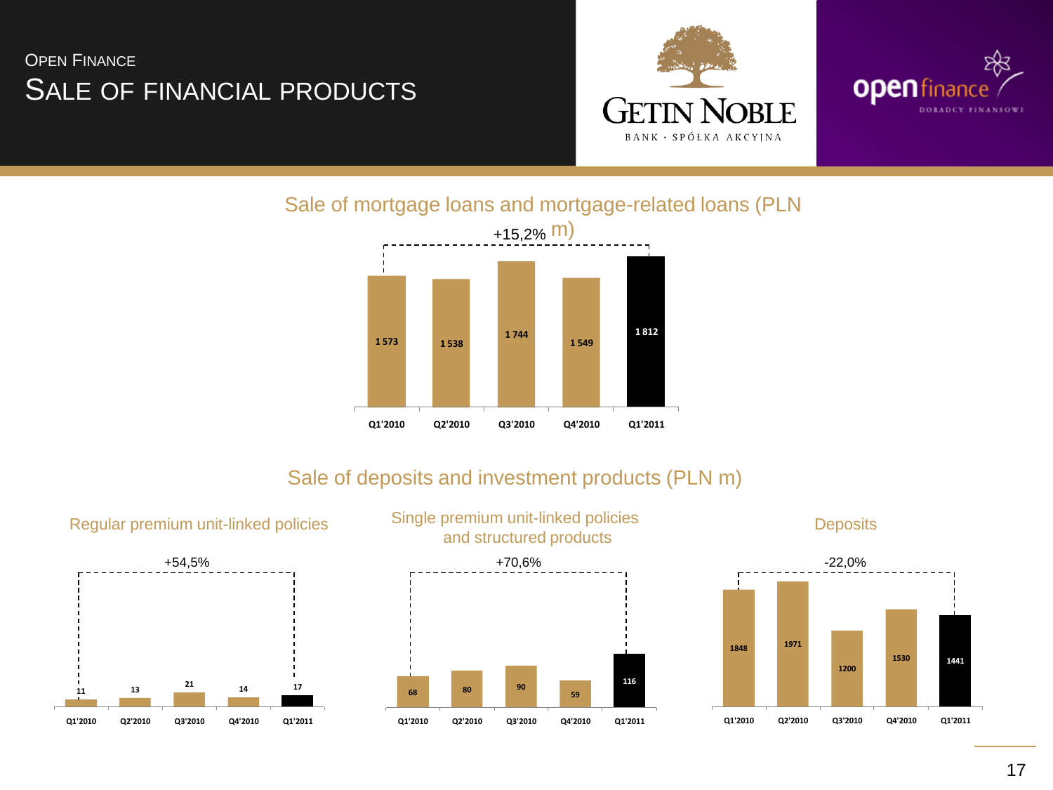# Open Finance
## Sale of financial products

### Sale of mortgage loans and mortgage-related loans (PLN m)

+15,2%

| Q1'2010 | Q2'2010 | Q3'2010 | Q4'2010 | Q1'2011 |
|---|---|---|---|---|
| 1 573 | 1 538 | 1 744 | 1 549 | 1 812 |

### Sale of deposits and investment products (PLN m)

**Regular premium unit-linked policies**

+54,5%

| Q1'2010 | Q2'2010 | Q3'2010 | Q4'2010 | Q1'2011 |
|---|---|---|---|---|
| 11 | 13 | 21 | 14 | 17 |

**Single premium unit-linked policies and structured products**

+70,6%

| Q1'2010 | Q2'2010 | Q3'2010 | Q4'2010 | Q1'2011 |
|---|---|---|---|---|
| 68 | 80 | 90 | 59 | 116 |

**Deposits**

-22,0%

| Q1'2010 | Q2'2010 | Q3'2010 | Q4'2010 | Q1'2011 |
|---|---|---|---|---|
| 1848 | 1971 | 1200 | 1530 | 1441 |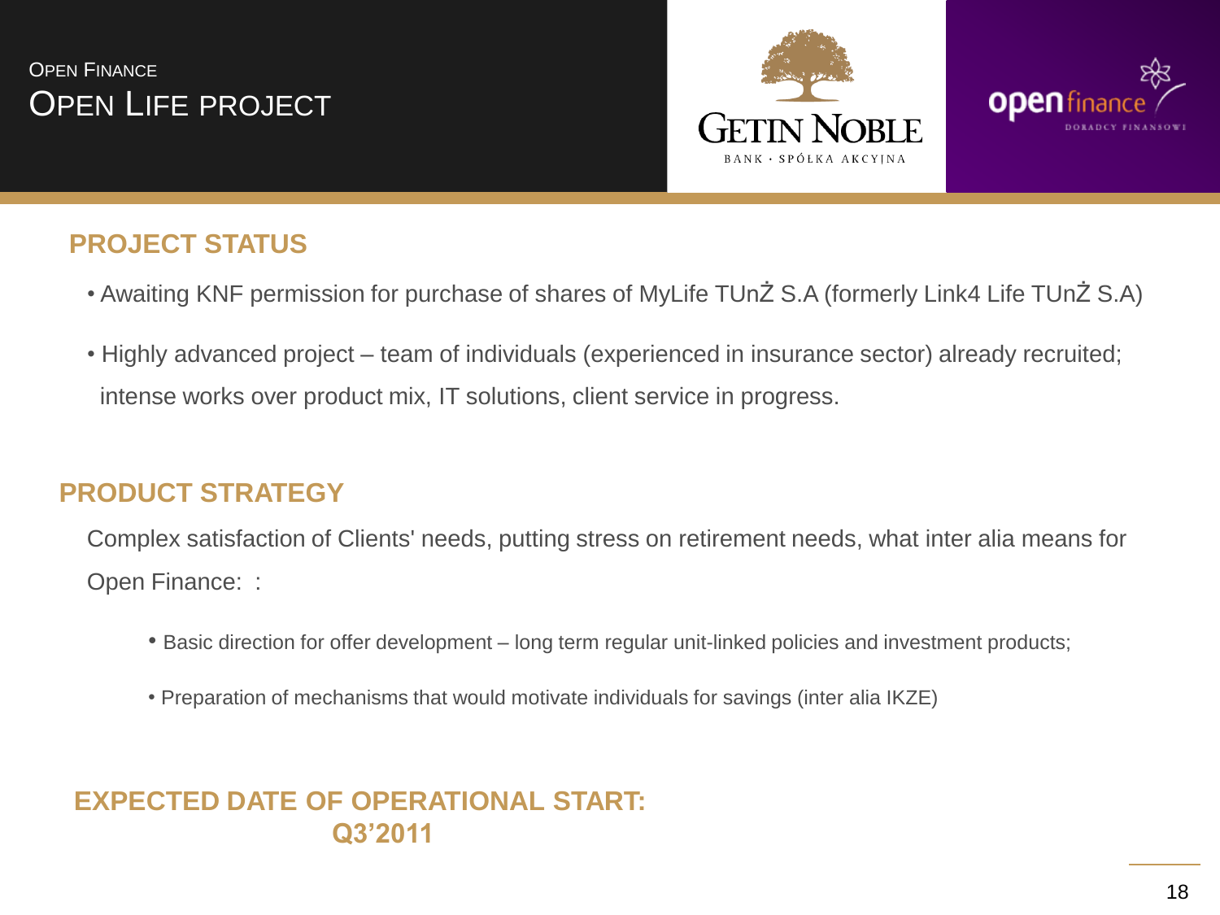# Open Finance
## Open Life Project

### PROJECT STATUS

- Awaiting KNF permission for purchase of shares of MyLife TUnŻ S.A (formerly Link4 Life TUnŻ S.A)
- Highly advanced project – team of individuals (experienced in insurance sector) already recruited; intense works over product mix, IT solutions, client service in progress.

### PRODUCT STRATEGY

Complex satisfaction of Clients' needs, putting stress on retirement needs, what inter alia means for Open Finance: :

- Basic direction for offer development – long term regular unit-linked policies and investment products;
- Preparation of mechanisms that would motivate individuals for savings (inter alia IKZE)

### EXPECTED DATE OF OPERATIONAL START: Q3'2011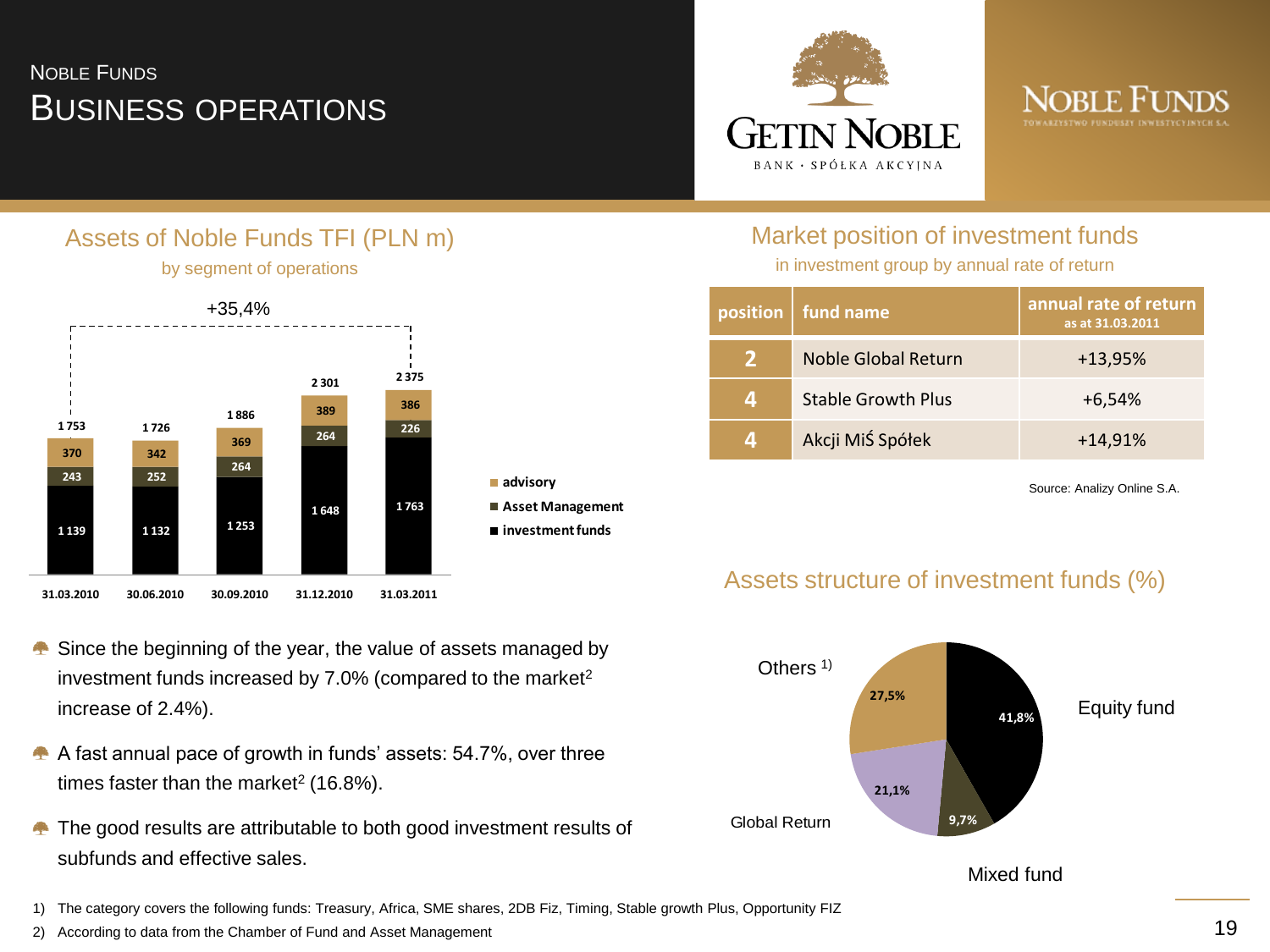# Noble Funds
## Business Operations

GETIN NOBLE BANK · SPÓŁKA AKCYJNA

NOBLE FUNDS TOWARZYSTWO FUNDUSZY INWESTYCYJNYCH S.A.

### Assets of Noble Funds TFI (PLN m)

by segment of operations

+35,4%

| | 31.03.2010 | 30.06.2010 | 30.09.2010 | 31.12.2010 | 31.03.2011 |
|---|---|---|---|---|---|
| advisory | 370 | 342 | 369 | 389 | 386 |
| Asset Management | 243 | 252 | 264 | 264 | 226 |
| investment funds | 1 139 | 1 132 | 1 253 | 1 648 | 1 763 |
| Total | 1 753 | 1 726 | 1 886 | 2 301 | 2 375 |

- Since the beginning of the year, the value of assets managed by investment funds increased by 7.0% (compared to the market[2] increase of 2.4%).
- A fast annual pace of growth in funds' assets: 54.7%, over three times faster than the market[2] (16.8%).
- The good results are attributable to both good investment results of subfunds and effective sales.

### Market position of investment funds

in investment group by annual rate of return

| position | fund name | annual rate of return as at 31.03.2011 |
|---|---|---|
| 2 | Noble Global Return | +13,95% |
| 4 | Stable Growth Plus | +6,54% |
| 4 | Akcji MiŚ Spółek | +14,91% |

Source: Analizy Online S.A.

### Assets structure of investment funds (%)

| Fund type | % |
|---|---|
| Equity fund | 41,8% |
| Mixed fund | 9,7% |
| Global Return | 21,1% |
| Others [1] | 27,5% |

1) The category covers the following funds: Treasury, Africa, SME shares, 2DB Fiz, Timing, Stable growth Plus, Opportunity FIZ

2) According to data from the Chamber of Fund and Asset Management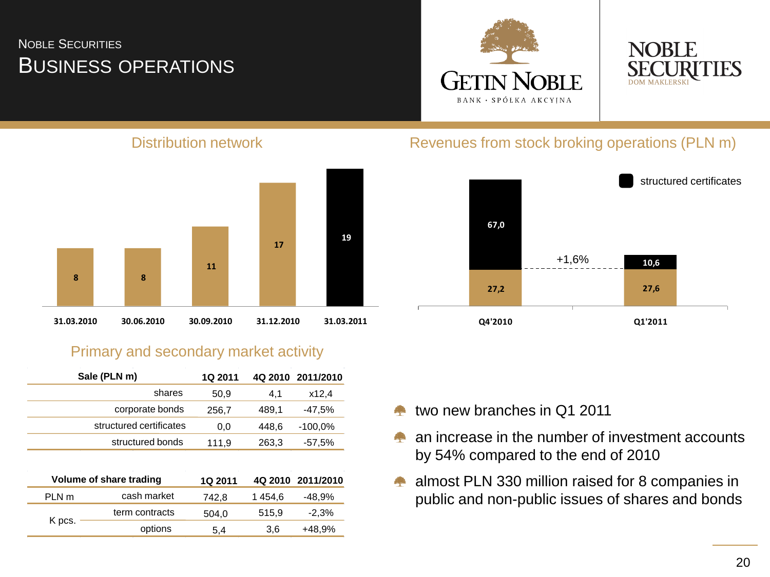# NOBLE SECURITIES
## BUSINESS OPERATIONS

GETIN NOBLE BANK · SPÓŁKA AKCYJNA

NOBLE SECURITIES DOM MAKLERSKI

### Distribution network

| Date | Number |
|---|---|
| 31.03.2010 | 8 |
| 30.06.2010 | 8 |
| 30.09.2010 | 11 |
| 31.12.2010 | 17 |
| 31.03.2011 | 19 |

### Revenues from stock broking operations (PLN m)

| | Q4'2010 | Q1'2011 |
|---|---|---|
| structured certificates | 67,0 | 10,6 |
| other | 27,2 | 27,6 |

+1,6%

### Primary and secondary market activity

| Sale (PLN m) | 1Q 2011 | 4Q 2010 | 2011/2010 |
|---|---|---|---|
| shares | 50,9 | 4,1 | x12,4 |
| corporate bonds | 256,7 | 489,1 | -47,5% |
| structured certificates | 0,0 | 448,6 | -100,0% |
| structured bonds | 111,9 | 263,3 | -57,5% |

| Volume of share trading | | 1Q 2011 | 4Q 2010 | 2011/2010 |
|---|---|---|---|---|
| PLN m | cash market | 742,8 | 1 454,6 | -48,9% |
| K pcs. | term contracts | 504,0 | 515,9 | -2,3% |
| | options | 5,4 | 3,6 | +48,9% |

- two new branches in Q1 2011
- an increase in the number of investment accounts by 54% compared to the end of 2010
- almost PLN 330 million raised for 8 companies in public and non-public issues of shares and bonds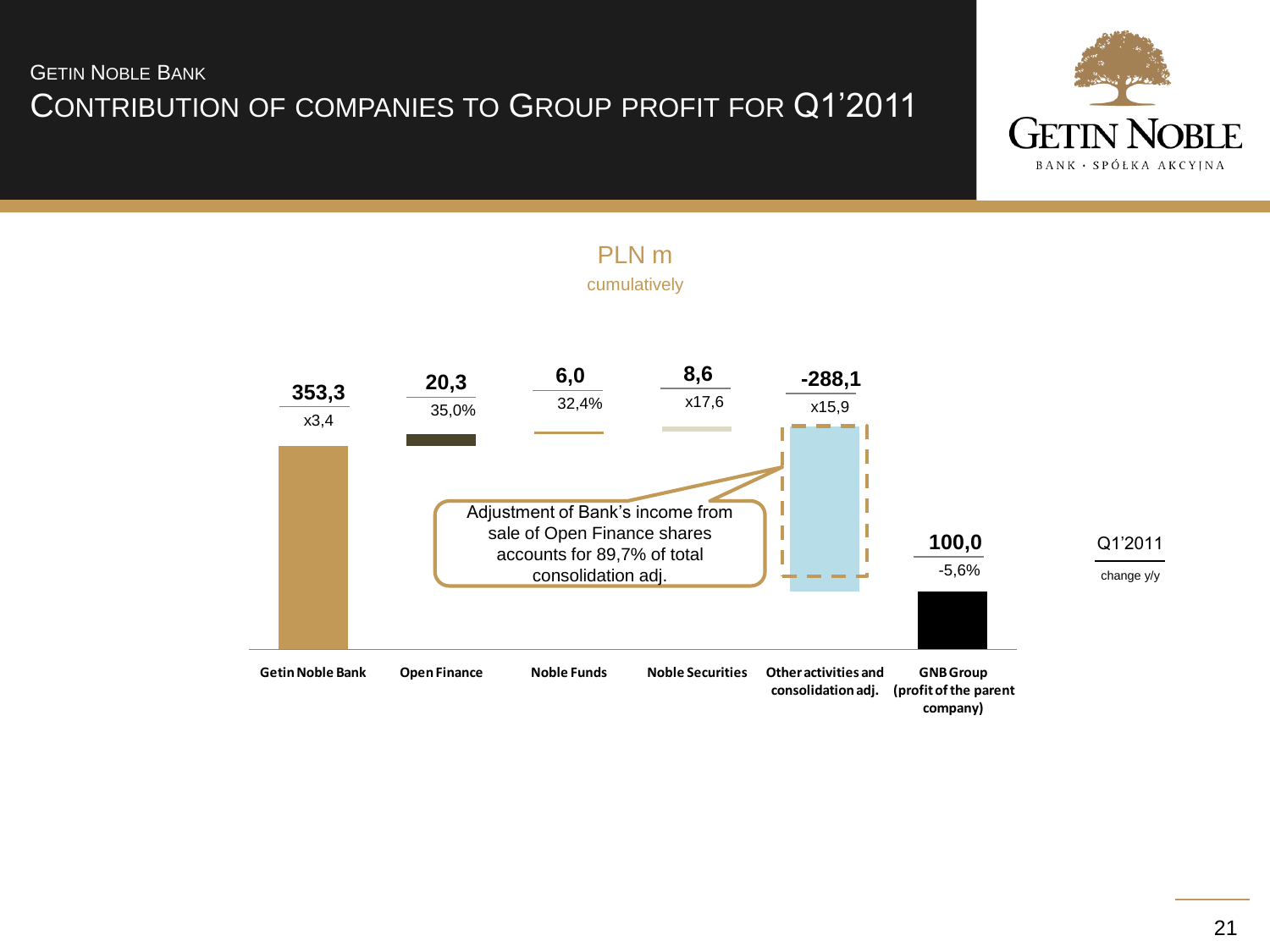## GETIN NOBLE BANK

# CONTRIBUTION OF COMPANIES TO GROUP PROFIT FOR Q1'2011

PLN m
cumulatively

| | Getin Noble Bank | Open Finance | Noble Funds | Noble Securities | Other activities and consolidation adj. | GNB Group (profit of the parent company) |
|---|---|---|---|---|---|---|
| Q1'2011 | 353,3 | 20,3 | 6,0 | 8,6 | -288,1 | 100,0 |
| change y/y | x3,4 | 35,0% | 32,4% | x17,6 | x15,9 | -5,6% |

Adjustment of Bank's income from sale of Open Finance shares accounts for 89,7% of total consolidation adj.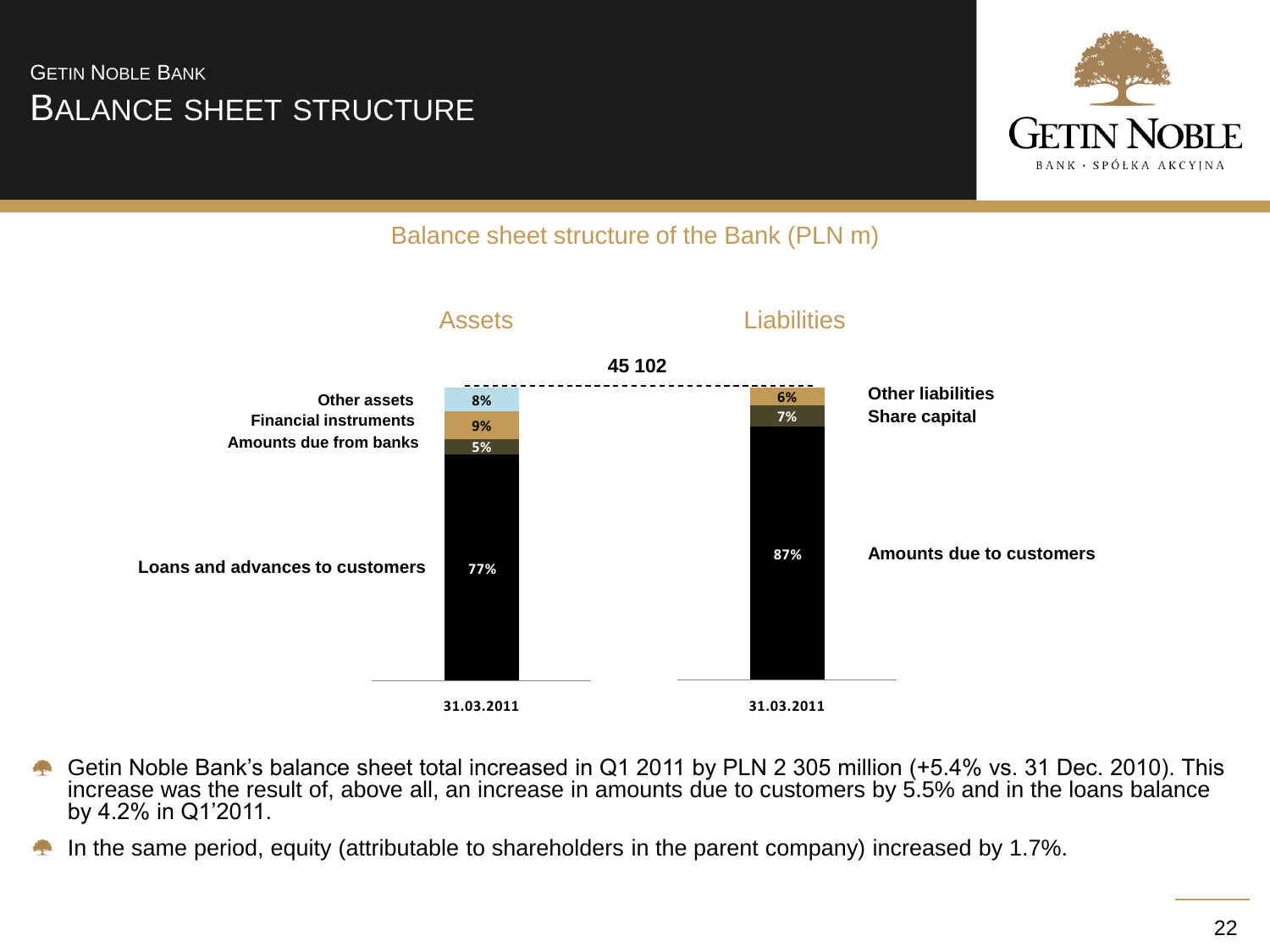# Getin Noble Bank

## Balance Sheet Structure

### Balance sheet structure of the Bank (PLN m)

Total: 45 102

**Assets (31.03.2011)**

| Item | Share |
|---|---|
| Other assets | 8% |
| Financial instruments | 9% |
| Amounts due from banks | 5% |
| Loans and advances to customers | 77% |

**Liabilities (31.03.2011)**

| Item | Share |
|---|---|
| Other liabilities | 6% |
| Share capital | 7% |
| Amounts due to customers | 87% |

- Getin Noble Bank's balance sheet total increased in Q1 2011 by PLN 2 305 million (+5.4% vs. 31 Dec. 2010). This increase was the result of, above all, an increase in amounts due to customers by 5.5% and in the loans balance by 4.2% in Q1'2011.
- In the same period, equity (attributable to shareholders in the parent company) increased by 1.7%.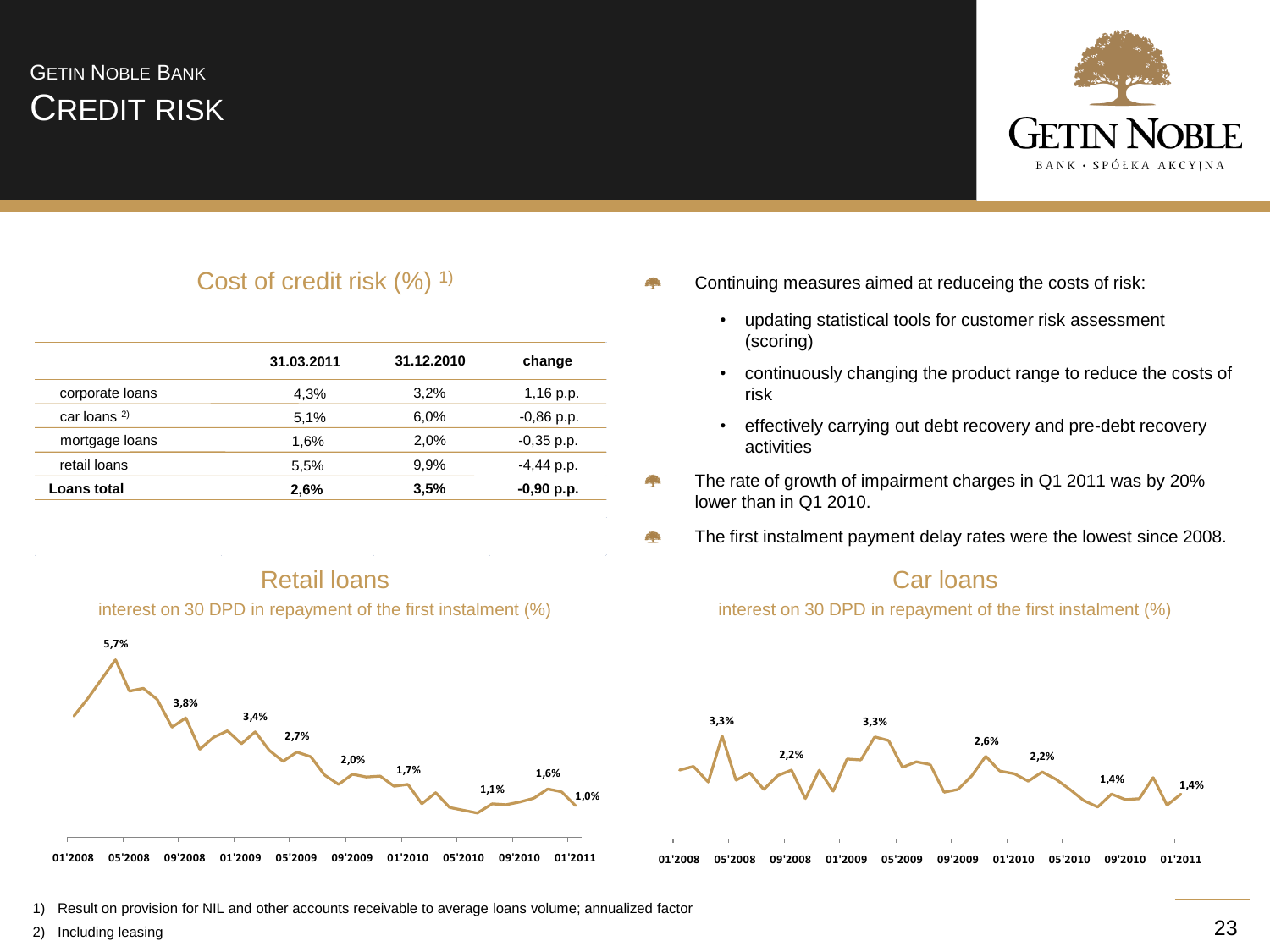# Getin Noble Bank
## Credit Risk

### Cost of credit risk (%) [1]

| | 31.03.2011 | 31.12.2010 | change |
|---|---|---|---|
| corporate loans | 4,3% | 3,2% | 1,16 p.p. |
| car loans [2] | 5,1% | 6,0% | -0,86 p.p. |
| mortgage loans | 1,6% | 2,0% | -0,35 p.p. |
| retail loans | 5,5% | 9,9% | -4,44 p.p. |
| **Loans total** | **2,6%** | **3,5%** | **-0,90 p.p.** |

- Continuing measures aimed at reduceing the costs of risk:
  - updating statistical tools for customer risk assessment (scoring)
  - continuously changing the product range to reduce the costs of risk
  - effectively carrying out debt recovery and pre-debt recovery activities
- The rate of growth of impairment charges in Q1 2011 was by 20% lower than in Q1 2010.
- The first instalment payment delay rates were the lowest since 2008.

### Retail loans

interest on 30 DPD in repayment of the first instalment (%)

5,7%, 3,8%, 3,4%, 2,7%, 2,0%, 1,7%, 1,1%, 1,6%, 1,0%

01'2008, 05'2008, 09'2008, 01'2009, 05'2009, 09'2009, 01'2010, 05'2010, 09'2010, 01'2011

### Car loans

interest on 30 DPD in repayment of the first instalment (%)

3,3%, 2,2%, 3,3%, 2,6%, 2,2%, 1,4%, 1,4%

01'2008, 05'2008, 09'2008, 01'2009, 05'2009, 09'2009, 01'2010, 05'2010, 09'2010, 01'2011

1) Result on provision for NIL and other accounts receivable to average loans volume; annualized factor

2) Including leasing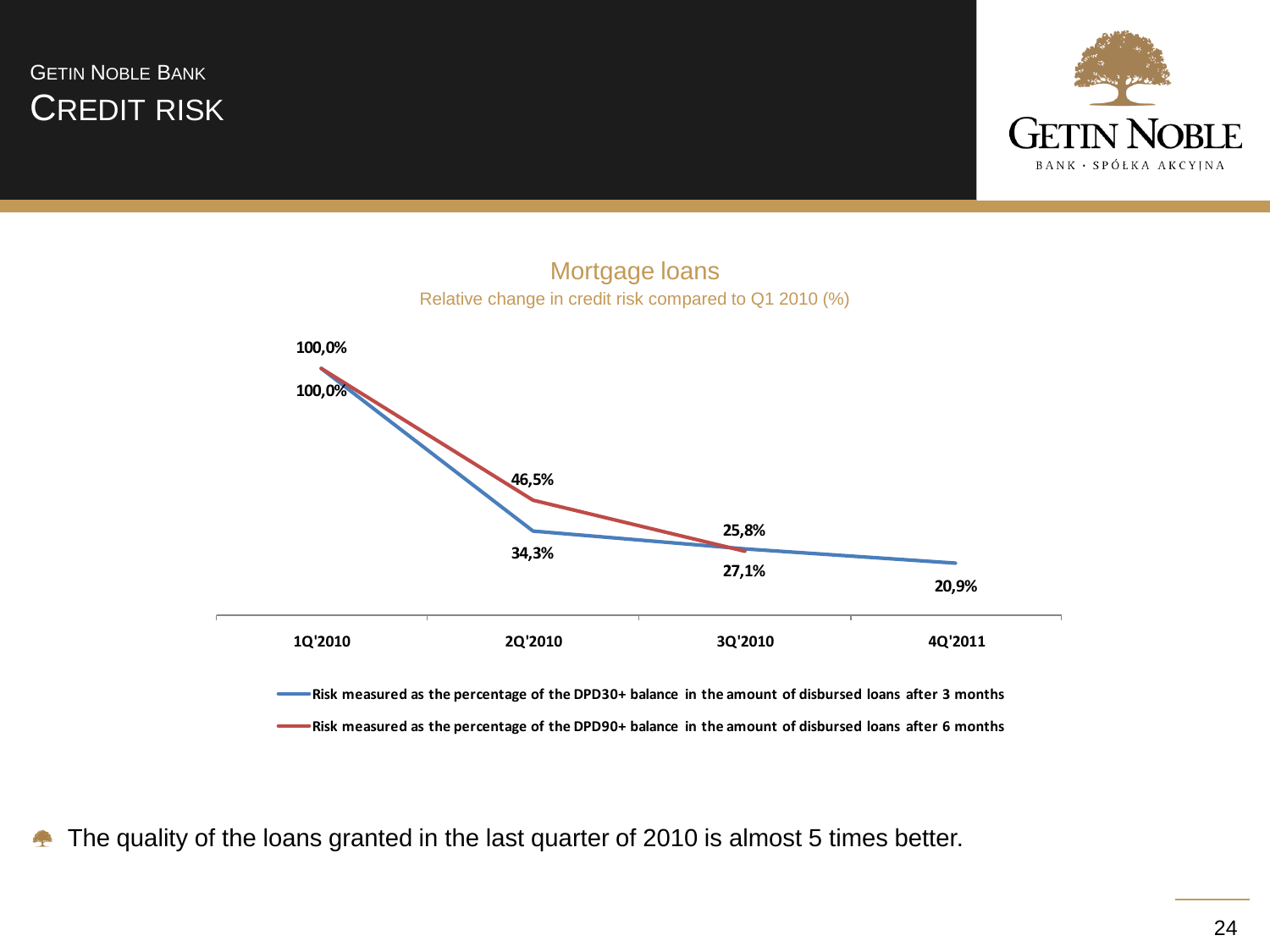# GETIN NOBLE BANK
## CREDIT RISK

### Mortgage loans

Relative change in credit risk compared to Q1 2010 (%)

| | 1Q'2010 | 2Q'2010 | 3Q'2010 | 4Q'2011 |
|---|---|---|---|---|
| Risk measured as the percentage of the DPD30+ balance in the amount of disbursed loans after 3 months | 100,0% | 34,3% | 27,1% | 20,9% |
| Risk measured as the percentage of the DPD90+ balance in the amount of disbursed loans after 6 months | 100,0% | 46,5% | 25,8% | |

- The quality of the loans granted in the last quarter of 2010 is almost 5 times better.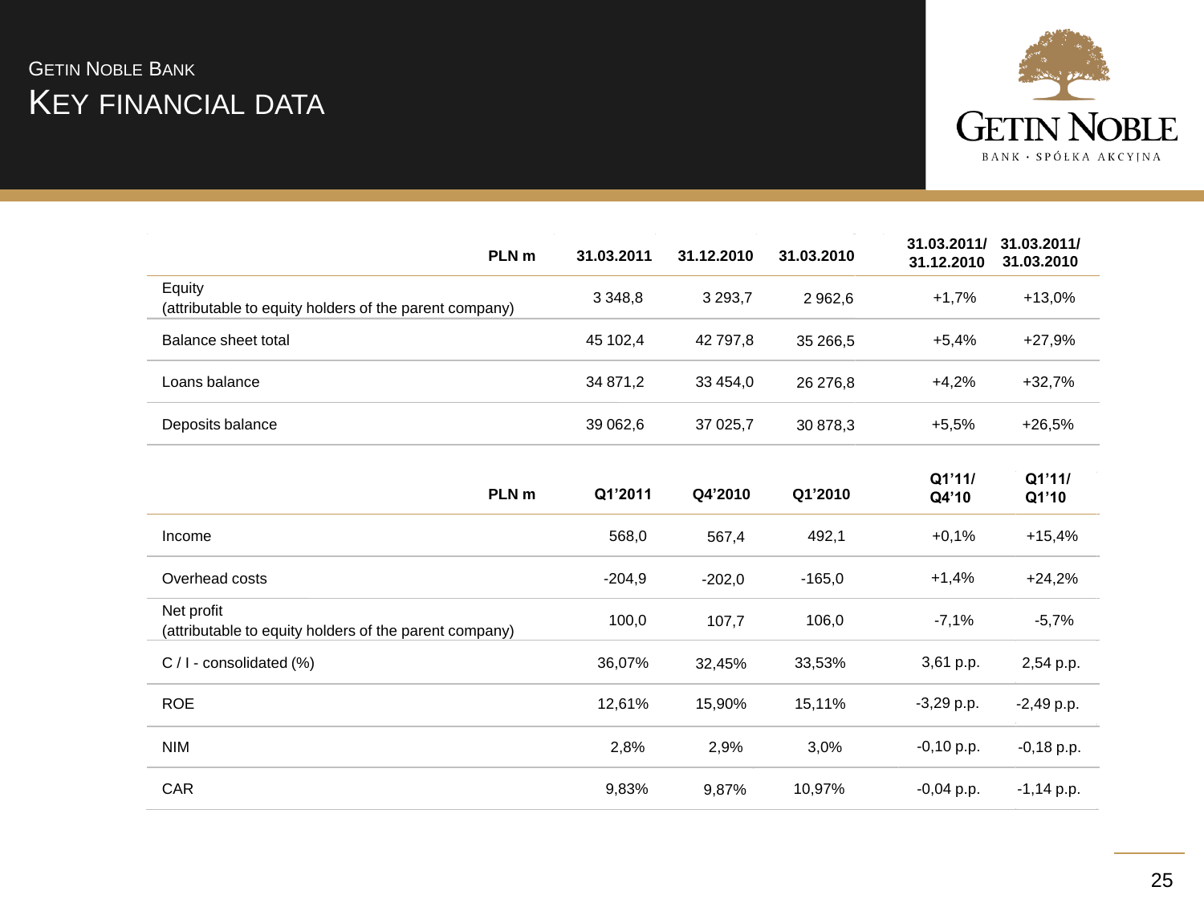# Getin Noble Bank

## Key financial data

| PLN m | 31.03.2011 | 31.12.2010 | 31.03.2010 | 31.03.2011/ 31.12.2010 | 31.03.2011/ 31.03.2010 |
|---|---|---|---|---|---|
| Equity (attributable to equity holders of the parent company) | 3 348,8 | 3 293,7 | 2 962,6 | +1,7% | +13,0% |
| Balance sheet total | 45 102,4 | 42 797,8 | 35 266,5 | +5,4% | +27,9% |
| Loans balance | 34 871,2 | 33 454,0 | 26 276,8 | +4,2% | +32,7% |
| Deposits balance | 39 062,6 | 37 025,7 | 30 878,3 | +5,5% | +26,5% |

| PLN m | Q1'2011 | Q4'2010 | Q1'2010 | Q1'11/ Q4'10 | Q1'11/ Q1'10 |
|---|---|---|---|---|---|
| Income | 568,0 | 567,4 | 492,1 | +0,1% | +15,4% |
| Overhead costs | -204,9 | -202,0 | -165,0 | +1,4% | +24,2% |
| Net profit (attributable to equity holders of the parent company) | 100,0 | 107,7 | 106,0 | -7,1% | -5,7% |
| C / I - consolidated (%) | 36,07% | 32,45% | 33,53% | 3,61 p.p. | 2,54 p.p. |
| ROE | 12,61% | 15,90% | 15,11% | -3,29 p.p. | -2,49 p.p. |
| NIM | 2,8% | 2,9% | 3,0% | -0,10 p.p. | -0,18 p.p. |
| CAR | 9,83% | 9,87% | 10,97% | -0,04 p.p. | -1,14 p.p. |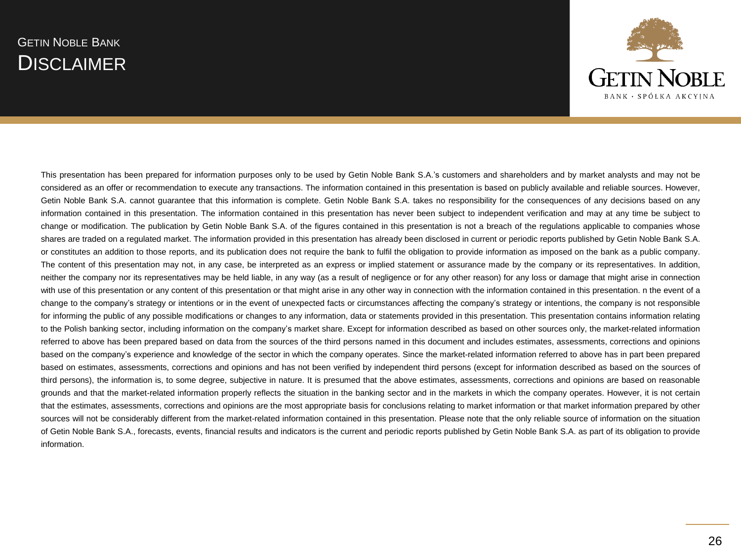# Getin Noble Bank
## Disclaimer

This presentation has been prepared for information purposes only to be used by Getin Noble Bank S.A.'s customers and shareholders and by market analysts and may not be considered as an offer or recommendation to execute any transactions. The information contained in this presentation is based on publicly available and reliable sources. However, Getin Noble Bank S.A. cannot guarantee that this information is complete. Getin Noble Bank S.A. takes no responsibility for the consequences of any decisions based on any information contained in this presentation. The information contained in this presentation has never been subject to independent verification and may at any time be subject to change or modification. The publication by Getin Noble Bank S.A. of the figures contained in this presentation is not a breach of the regulations applicable to companies whose shares are traded on a regulated market. The information provided in this presentation has already been disclosed in current or periodic reports published by Getin Noble Bank S.A. or constitutes an addition to those reports, and its publication does not require the bank to fulfil the obligation to provide information as imposed on the bank as a public company. The content of this presentation may not, in any case, be interpreted as an express or implied statement or assurance made by the company or its representatives. In addition, neither the company nor its representatives may be held liable, in any way (as a result of negligence or for any other reason) for any loss or damage that might arise in connection with use of this presentation or any content of this presentation or that might arise in any other way in connection with the information contained in this presentation. n the event of a change to the company's strategy or intentions or in the event of unexpected facts or circumstances affecting the company's strategy or intentions, the company is not responsible for informing the public of any possible modifications or changes to any information, data or statements provided in this presentation. This presentation contains information relating to the Polish banking sector, including information on the company's market share. Except for information described as based on other sources only, the market-related information referred to above has been prepared based on data from the sources of the third persons named in this document and includes estimates, assessments, corrections and opinions based on the company's experience and knowledge of the sector in which the company operates. Since the market-related information referred to above has in part been prepared based on estimates, assessments, corrections and opinions and has not been verified by independent third persons (except for information described as based on the sources of third persons), the information is, to some degree, subjective in nature. It is presumed that the above estimates, assessments, corrections and opinions are based on reasonable grounds and that the market-related information properly reflects the situation in the banking sector and in the markets in which the company operates. However, it is not certain that the estimates, assessments, corrections and opinions are the most appropriate basis for conclusions relating to market information or that market information prepared by other sources will not be considerably different from the market-related information contained in this presentation. Please note that the only reliable source of information on the situation of Getin Noble Bank S.A., forecasts, events, financial results and indicators is the current and periodic reports published by Getin Noble Bank S.A. as part of its obligation to provide information.